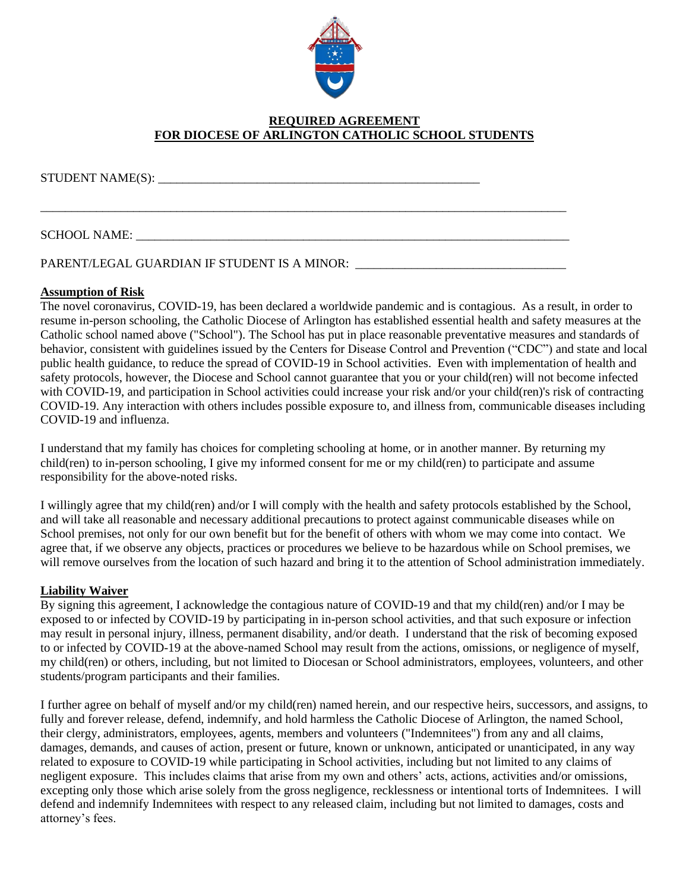**REQUIRED AGREEMENT**
**FOR DIOCESE OF ARLINGTON CATHOLIC SCHOOL STUDENTS**

STUDENT NAME(S): ____________________________________________________

_________________________________________________________________________________________

SCHOOL NAME: ________________________________________________________________________

PARENT/LEGAL GUARDIAN IF STUDENT IS A MINOR: __________________________________

**Assumption of Risk**

The novel coronavirus, COVID-19, has been declared a worldwide pandemic and is contagious. As a result, in order to resume in-person schooling, the Catholic Diocese of Arlington has established essential health and safety measures at the Catholic school named above ("School"). The School has put in place reasonable preventative measures and standards of behavior, consistent with guidelines issued by the Centers for Disease Control and Prevention ("CDC") and state and local public health guidance, to reduce the spread of COVID-19 in School activities. Even with implementation of health and safety protocols, however, the Diocese and School cannot guarantee that you or your child(ren) will not become infected with COVID-19, and participation in School activities could increase your risk and/or your child(ren)'s risk of contracting COVID-19. Any interaction with others includes possible exposure to, and illness from, communicable diseases including COVID-19 and influenza.

I understand that my family has choices for completing schooling at home, or in another manner. By returning my child(ren) to in-person schooling, I give my informed consent for me or my child(ren) to participate and assume responsibility for the above-noted risks.

I willingly agree that my child(ren) and/or I will comply with the health and safety protocols established by the School, and will take all reasonable and necessary additional precautions to protect against communicable diseases while on School premises, not only for our own benefit but for the benefit of others with whom we may come into contact. We agree that, if we observe any objects, practices or procedures we believe to be hazardous while on School premises, we will remove ourselves from the location of such hazard and bring it to the attention of School administration immediately.

**Liability Waiver**

By signing this agreement, I acknowledge the contagious nature of COVID-19 and that my child(ren) and/or I may be exposed to or infected by COVID-19 by participating in in-person school activities, and that such exposure or infection may result in personal injury, illness, permanent disability, and/or death. I understand that the risk of becoming exposed to or infected by COVID-19 at the above-named School may result from the actions, omissions, or negligence of myself, my child(ren) or others, including, but not limited to Diocesan or School administrators, employees, volunteers, and other students/program participants and their families.

I further agree on behalf of myself and/or my child(ren) named herein, and our respective heirs, successors, and assigns, to fully and forever release, defend, indemnify, and hold harmless the Catholic Diocese of Arlington, the named School, their clergy, administrators, employees, agents, members and volunteers ("Indemnitees") from any and all claims, damages, demands, and causes of action, present or future, known or unknown, anticipated or unanticipated, in any way related to exposure to COVID-19 while participating in School activities, including but not limited to any claims of negligent exposure. This includes claims that arise from my own and others' acts, actions, activities and/or omissions, excepting only those which arise solely from the gross negligence, recklessness or intentional torts of Indemnitees. I will defend and indemnify Indemnitees with respect to any released claim, including but not limited to damages, costs and attorney's fees.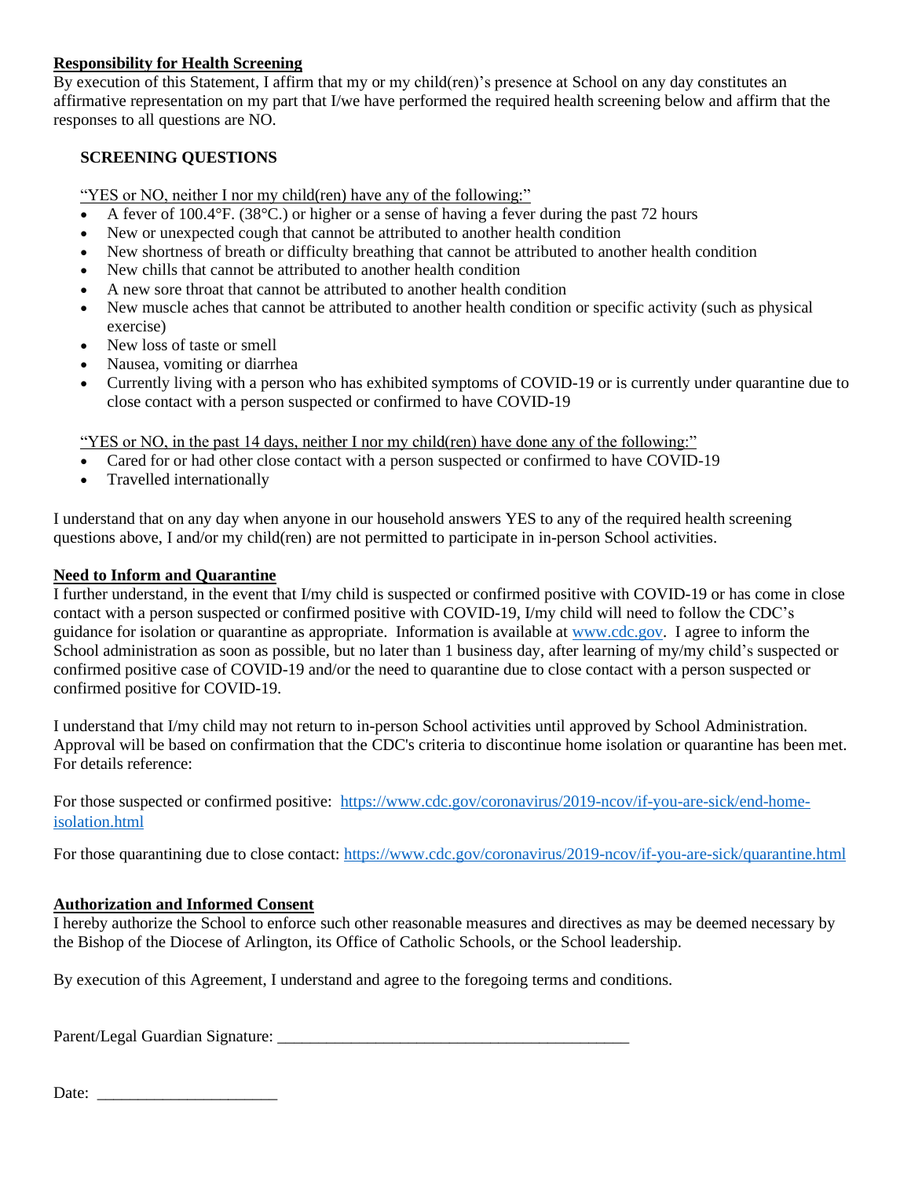**Responsibility for Health Screening**

By execution of this Statement, I affirm that my or my child(ren)'s presence at School on any day constitutes an affirmative representation on my part that I/we have performed the required health screening below and affirm that the responses to all questions are NO.

**SCREENING QUESTIONS**

"YES or NO, neither I nor my child(ren) have any of the following:"

- A fever of 100.4°F. (38°C.) or higher or a sense of having a fever during the past 72 hours
- New or unexpected cough that cannot be attributed to another health condition
- New shortness of breath or difficulty breathing that cannot be attributed to another health condition
- New chills that cannot be attributed to another health condition
- A new sore throat that cannot be attributed to another health condition
- New muscle aches that cannot be attributed to another health condition or specific activity (such as physical exercise)
- New loss of taste or smell
- Nausea, vomiting or diarrhea
- Currently living with a person who has exhibited symptoms of COVID-19 or is currently under quarantine due to close contact with a person suspected or confirmed to have COVID-19

"YES or NO, in the past 14 days, neither I nor my child(ren) have done any of the following:"

- Cared for or had other close contact with a person suspected or confirmed to have COVID-19
- Travelled internationally

I understand that on any day when anyone in our household answers YES to any of the required health screening questions above, I and/or my child(ren) are not permitted to participate in in-person School activities.

**Need to Inform and Quarantine**

I further understand, in the event that I/my child is suspected or confirmed positive with COVID-19 or has come in close contact with a person suspected or confirmed positive with COVID-19, I/my child will need to follow the CDC's guidance for isolation or quarantine as appropriate. Information is available at www.cdc.gov. I agree to inform the School administration as soon as possible, but no later than 1 business day, after learning of my/my child's suspected or confirmed positive case of COVID-19 and/or the need to quarantine due to close contact with a person suspected or confirmed positive for COVID-19.

I understand that I/my child may not return to in-person School activities until approved by School Administration. Approval will be based on confirmation that the CDC's criteria to discontinue home isolation or quarantine has been met. For details reference:

For those suspected or confirmed positive: https://www.cdc.gov/coronavirus/2019-ncov/if-you-are-sick/end-home-isolation.html

For those quarantining due to close contact: https://www.cdc.gov/coronavirus/2019-ncov/if-you-are-sick/quarantine.html

**Authorization and Informed Consent**

I hereby authorize the School to enforce such other reasonable measures and directives as may be deemed necessary by the Bishop of the Diocese of Arlington, its Office of Catholic Schools, or the School leadership.

By execution of this Agreement, I understand and agree to the foregoing terms and conditions.

Parent/Legal Guardian Signature: ____________________________________________

Date: ______________________